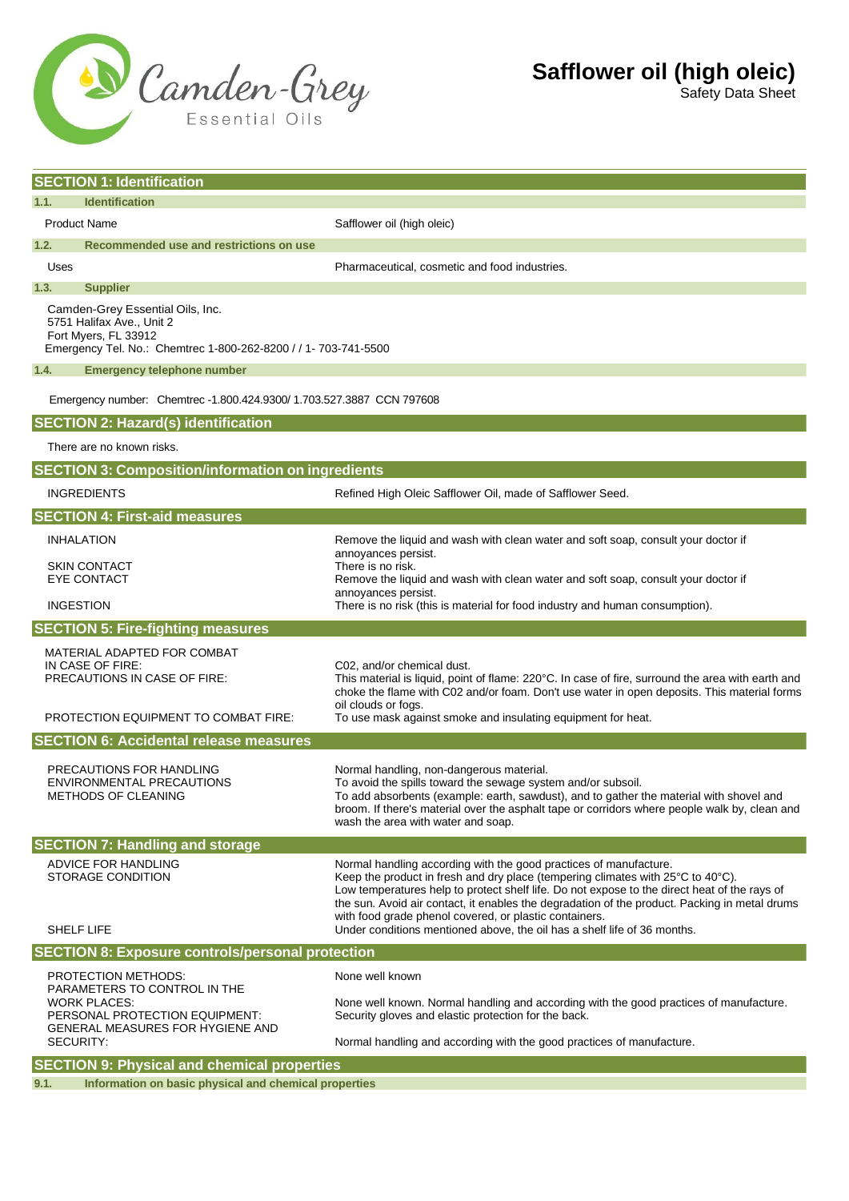# Safflower oil (high oleic)

Safety Data Sheet

## SECTION 1: Identification

### 1.1. Identification

| | |
|---|---|
| Product Name | Safflower oil (high oleic) |

### 1.2. Recommended use and restrictions on use

| | |
|---|---|
| Uses | Pharmaceutical, cosmetic and food industries. |

### 1.3. Supplier

Camden-Grey Essential Oils, Inc.
5751 Halifax Ave., Unit 2
Fort Myers, FL 33912
Emergency Tel. No.: Chemtrec 1-800-262-8200 / / 1- 703-741-5500

### 1.4. Emergency telephone number

Emergency number: Chemtrec -1.800.424.9300/ 1.703.527.3887 CCN 797608

## SECTION 2: Hazard(s) identification

There are no known risks.

## SECTION 3: Composition/information on ingredients

| | |
|---|---|
| INGREDIENTS | Refined High Oleic Safflower Oil, made of Safflower Seed. |

## SECTION 4: First-aid measures

| | |
|---|---|
| INHALATION | Remove the liquid and wash with clean water and soft soap, consult your doctor if annoyances persist. |
| SKIN CONTACT | There is no risk. |
| EYE CONTACT | Remove the liquid and wash with clean water and soft soap, consult your doctor if annoyances persist. |
| INGESTION | There is no risk (this is material for food industry and human consumption). |

## SECTION 5: Fire-fighting measures

| | |
|---|---|
| MATERIAL ADAPTED FOR COMBAT IN CASE OF FIRE: | C02, and/or chemical dust. |
| PRECAUTIONS IN CASE OF FIRE: | This material is liquid, point of flame: 220°C. In case of fire, surround the area with earth and choke the flame with C02 and/or foam. Don't use water in open deposits. This material forms oil clouds or fogs. |
| PROTECTION EQUIPMENT TO COMBAT FIRE: | To use mask against smoke and insulating equipment for heat. |

## SECTION 6: Accidental release measures

| | |
|---|---|
| PRECAUTIONS FOR HANDLING | Normal handling, non-dangerous material. |
| ENVIRONMENTAL PRECAUTIONS | To avoid the spills toward the sewage system and/or subsoil. |
| METHODS OF CLEANING | To add absorbents (example: earth, sawdust), and to gather the material with shovel and broom. If there's material over the asphalt tape or corridors where people walk by, clean and wash the area with water and soap. |

## SECTION 7: Handling and storage

| | |
|---|---|
| ADVICE FOR HANDLING | Normal handling according with the good practices of manufacture. |
| STORAGE CONDITION | Keep the product in fresh and dry place (tempering climates with 25°C to 40°C). Low temperatures help to protect shelf life. Do not expose to the direct heat of the rays of the sun. Avoid air contact, it enables the degradation of the product. Packing in metal drums with food grade phenol covered, or plastic containers. |
| SHELF LIFE | Under conditions mentioned above, the oil has a shelf life of 36 months. |

## SECTION 8: Exposure controls/personal protection

| | |
|---|---|
| PROTECTION METHODS: | None well known |
| PARAMETERS TO CONTROL IN THE WORK PLACES: | None well known. Normal handling and according with the good practices of manufacture. |
| PERSONAL PROTECTION EQUIPMENT: | Security gloves and elastic protection for the back. |
| GENERAL MEASURES FOR HYGIENE AND SECURITY: | Normal handling and according with the good practices of manufacture. |

## SECTION 9: Physical and chemical properties

### 9.1. Information on basic physical and chemical properties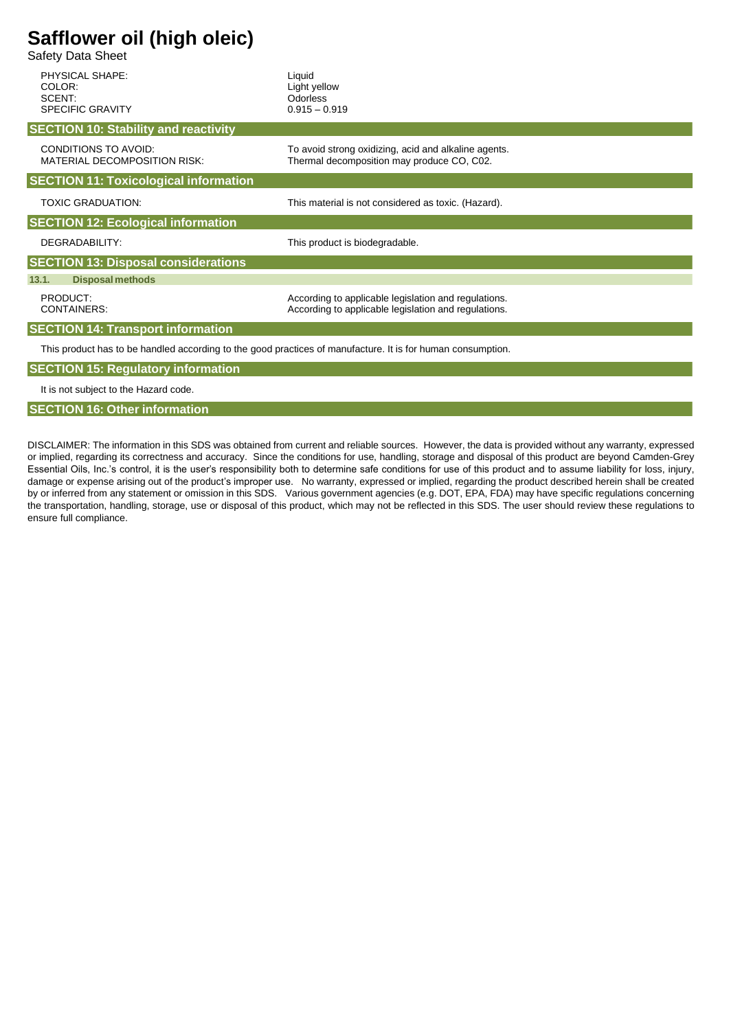# Safflower oil (high oleic)

Safety Data Sheet

| | |
|---|---|
| PHYSICAL SHAPE: | Liquid |
| COLOR: | Light yellow |
| SCENT: | Odorless |
| SPECIFIC GRAVITY | 0.915 – 0.919 |

## SECTION 10: Stability and reactivity

| | |
|---|---|
| CONDITIONS TO AVOID: | To avoid strong oxidizing, acid and alkaline agents. |
| MATERIAL DECOMPOSITION RISK: | Thermal decomposition may produce CO, C02. |

## SECTION 11: Toxicological information

| | |
|---|---|
| TOXIC GRADUATION: | This material is not considered as toxic. (Hazard). |

## SECTION 12: Ecological information

| | |
|---|---|
| DEGRADABILITY: | This product is biodegradable. |

## SECTION 13: Disposal considerations

### 13.1. Disposal methods

| | |
|---|---|
| PRODUCT: | According to applicable legislation and regulations. |
| CONTAINERS: | According to applicable legislation and regulations. |

## SECTION 14: Transport information

This product has to be handled according to the good practices of manufacture. It is for human consumption.

## SECTION 15: Regulatory information

It is not subject to the Hazard code.

## SECTION 16: Other information

DISCLAIMER: The information in this SDS was obtained from current and reliable sources. However, the data is provided without any warranty, expressed or implied, regarding its correctness and accuracy. Since the conditions for use, handling, storage and disposal of this product are beyond Camden-Grey Essential Oils, Inc.'s control, it is the user's responsibility both to determine safe conditions for use of this product and to assume liability for loss, injury, damage or expense arising out of the product's improper use. No warranty, expressed or implied, regarding the product described herein shall be created by or inferred from any statement or omission in this SDS. Various government agencies (e.g. DOT, EPA, FDA) may have specific regulations concerning the transportation, handling, storage, use or disposal of this product, which may not be reflected in this SDS. The user should review these regulations to ensure full compliance.